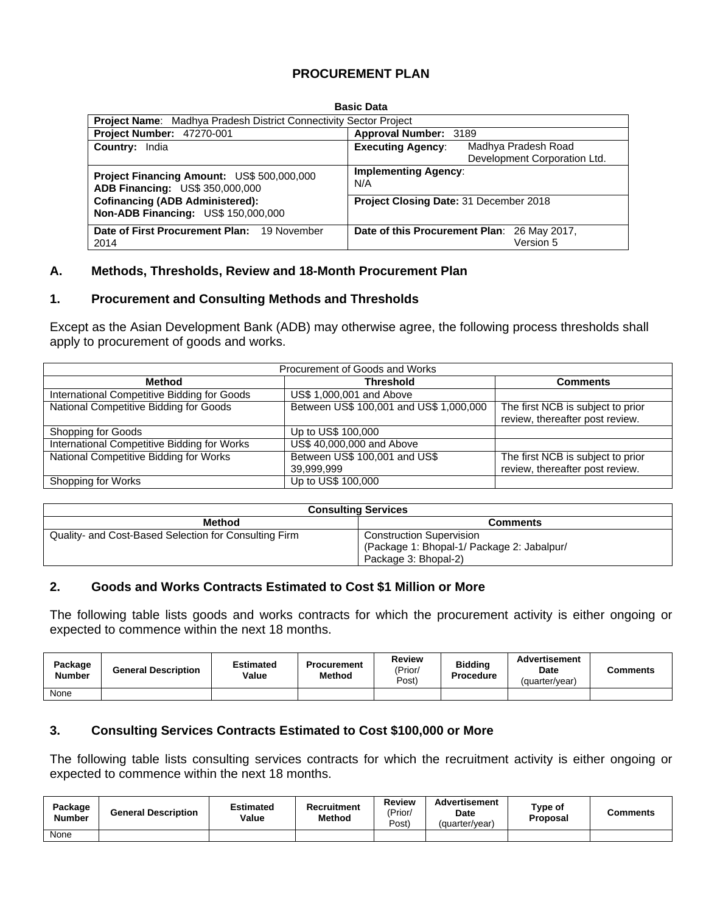# PROCUREMENT PLAN

**Basic Data**

| **Project Name**: Madhya Pradesh District Connectivity Sector Project | |
|---|---|
| **Project Number:** 47270-001 | **Approval Number:** 3189 |
| **Country:** India | **Executing Agency**: Madhya Pradesh Road Development Corporation Ltd. |
| **Project Financing Amount:** US$ 500,000,000<br>**ADB Financing:** US$ 350,000,000<br>**Cofinancing (ADB Administered):**<br>**Non-ADB Financing:** US$ 150,000,000 | **Implementing Agency**: N/A<br>**Project Closing Date:** 31 December 2018 |
| **Date of First Procurement Plan:** 19 November 2014 | **Date of this Procurement Plan**: 26 May 2017, Version 5 |

## A. Methods, Thresholds, Review and 18-Month Procurement Plan

### 1. Procurement and Consulting Methods and Thresholds

Except as the Asian Development Bank (ADB) may otherwise agree, the following process thresholds shall apply to procurement of goods and works.

| Procurement of Goods and Works | | |
|---|---|---|
| **Method** | **Threshold** | **Comments** |
| International Competitive Bidding for Goods | US$ 1,000,001 and Above | |
| National Competitive Bidding for Goods | Between US$ 100,001 and US$ 1,000,000 | The first NCB is subject to prior review, thereafter post review. |
| Shopping for Goods | Up to US$ 100,000 | |
| International Competitive Bidding for Works | US$ 40,000,000 and Above | |
| National Competitive Bidding for Works | Between US$ 100,001 and US$ 39,999,999 | The first NCB is subject to prior review, thereafter post review. |
| Shopping for Works | Up to US$ 100,000 | |

| **Consulting Services** | |
|---|---|
| **Method** | **Comments** |
| Quality- and Cost-Based Selection for Consulting Firm | Construction Supervision (Package 1: Bhopal-1/ Package 2: Jabalpur/ Package 3: Bhopal-2) |

### 2. Goods and Works Contracts Estimated to Cost $1 Million or More

The following table lists goods and works contracts for which the procurement activity is either ongoing or expected to commence within the next 18 months.

| Package Number | General Description | Estimated Value | Procurement Method | Review (Prior/ Post) | Bidding Procedure | Advertisement Date (quarter/year) | Comments |
|---|---|---|---|---|---|---|---|
| None | | | | | | | |

### 3. Consulting Services Contracts Estimated to Cost $100,000 or More

The following table lists consulting services contracts for which the recruitment activity is either ongoing or expected to commence within the next 18 months.

| Package Number | General Description | Estimated Value | Recruitment Method | Review (Prior/ Post) | Advertisement Date (quarter/year) | Type of Proposal | Comments |
|---|---|---|---|---|---|---|---|
| None | | | | | | | |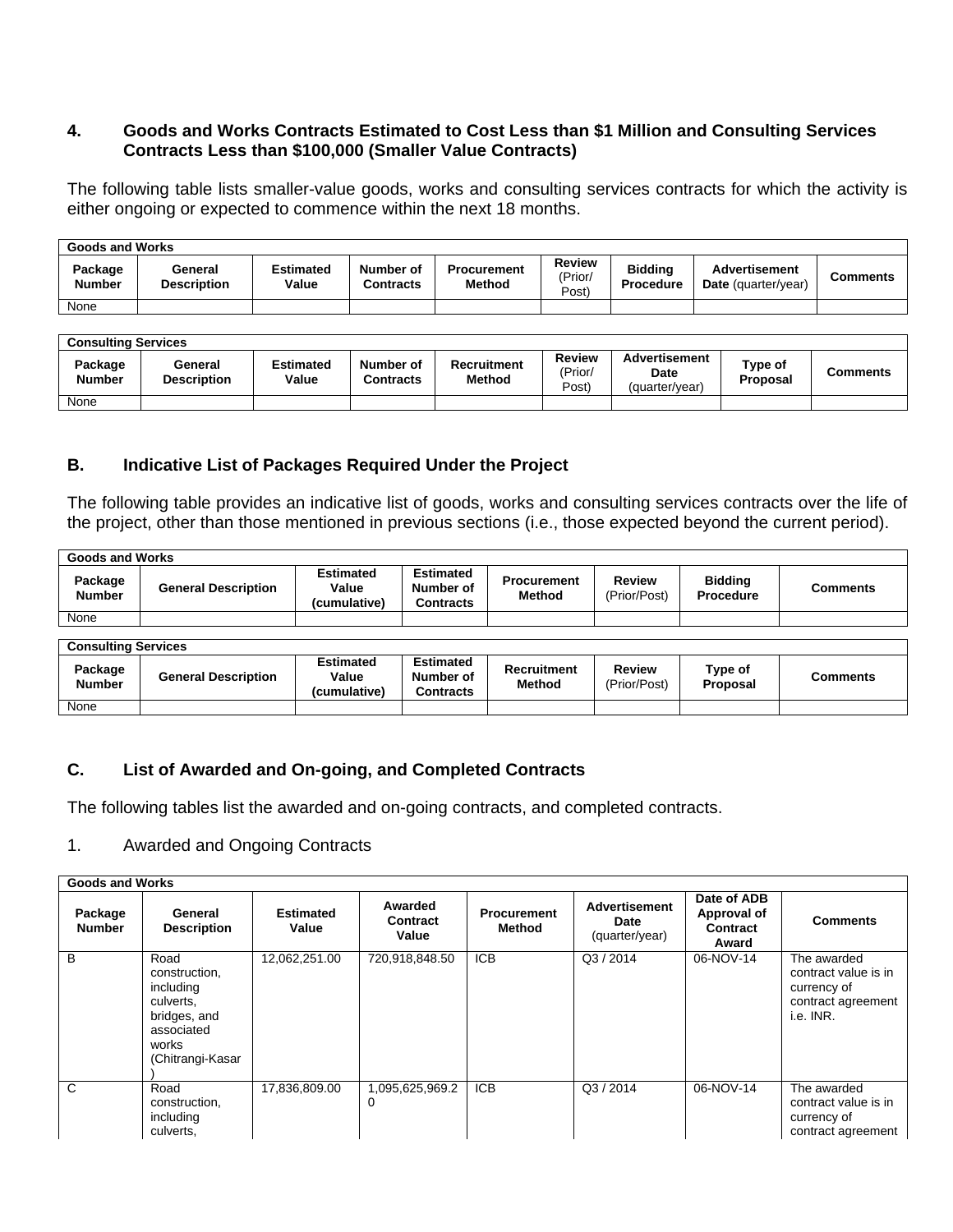### 4. Goods and Works Contracts Estimated to Cost Less than $1 Million and Consulting Services Contracts Less than $100,000 (Smaller Value Contracts)

The following table lists smaller-value goods, works and consulting services contracts for which the activity is either ongoing or expected to commence within the next 18 months.

| **Goods and Works** | | | | | | | | |
|---|---|---|---|---|---|---|---|---|
| **Package Number** | **General Description** | **Estimated Value** | **Number of Contracts** | **Procurement Method** | **Review** (Prior/ Post) | **Bidding Procedure** | **Advertisement Date** (quarter/year) | **Comments** |
| None | | | | | | | | |

| **Consulting Services** | | | | | | | | |
|---|---|---|---|---|---|---|---|---|
| **Package Number** | **General Description** | **Estimated Value** | **Number of Contracts** | **Recruitment Method** | **Review** (Prior/ Post) | **Advertisement Date** (quarter/year) | **Type of Proposal** | **Comments** |
| None | | | | | | | | |

## B. Indicative List of Packages Required Under the Project

The following table provides an indicative list of goods, works and consulting services contracts over the life of the project, other than those mentioned in previous sections (i.e., those expected beyond the current period).

| **Goods and Works** | | | | | | | |
|---|---|---|---|---|---|---|---|
| **Package Number** | **General Description** | **Estimated Value (cumulative)** | **Estimated Number of Contracts** | **Procurement Method** | **Review** (Prior/Post) | **Bidding Procedure** | **Comments** |
| None | | | | | | | |

| **Consulting Services** | | | | | | | |
|---|---|---|---|---|---|---|---|
| **Package Number** | **General Description** | **Estimated Value (cumulative)** | **Estimated Number of Contracts** | **Recruitment Method** | **Review** (Prior/Post) | **Type of Proposal** | **Comments** |
| None | | | | | | | |

## C. List of Awarded and On-going, and Completed Contracts

The following tables list the awarded and on-going contracts, and completed contracts.

1. Awarded and Ongoing Contracts

| **Goods and Works** | | | | | | | |
|---|---|---|---|---|---|---|---|
| **Package Number** | **General Description** | **Estimated Value** | **Awarded Contract Value** | **Procurement Method** | **Advertisement Date** (quarter/year) | **Date of ADB Approval of Contract Award** | **Comments** |
| B | Road construction, including culverts, bridges, and associated works (Chitrangi-Kasar) | 12,062,251.00 | 720,918,848.50 | ICB | Q3 / 2014 | 06-NOV-14 | The awarded contract value is in currency of contract agreement i.e. INR. |
| C | Road construction, including culverts, | 17,836,809.00 | 1,095,625,969.20 | ICB | Q3 / 2014 | 06-NOV-14 | The awarded contract value is in currency of contract agreement |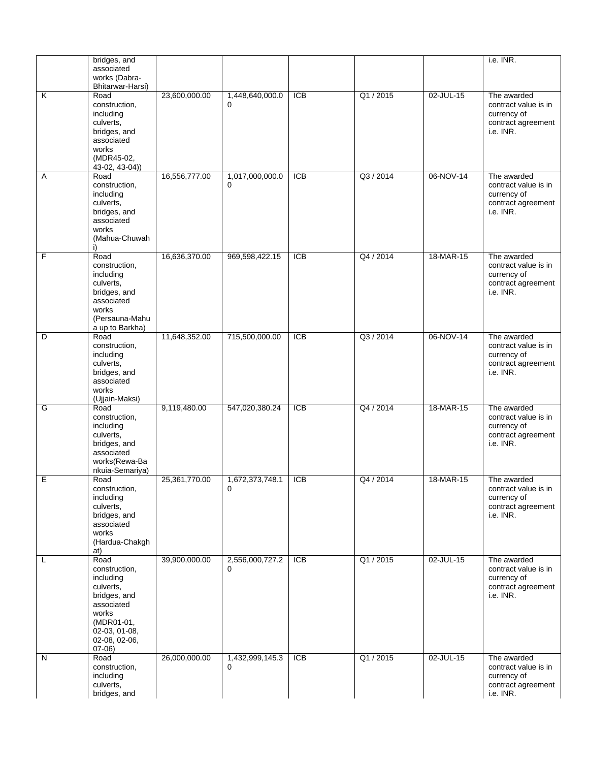| | | | | | | | |
|---|---|---|---|---|---|---|---|
| | bridges, and associated works (Dabra-Bhitarwar-Harsi) | | | | | | i.e. INR. |
| K | Road construction, including culverts, bridges, and associated works (MDR45-02, 43-02, 43-04)) | 23,600,000.00 | 1,448,640,000.00 | ICB | Q1 / 2015 | 02-JUL-15 | The awarded contract value is in currency of contract agreement i.e. INR. |
| A | Road construction, including culverts, bridges, and associated works (Mahua-Chuwahi) | 16,556,777.00 | 1,017,000,000.00 | ICB | Q3 / 2014 | 06-NOV-14 | The awarded contract value is in currency of contract agreement i.e. INR. |
| F | Road construction, including culverts, bridges, and associated works (Persauna-Mahua up to Barkha) | 16,636,370.00 | 969,598,422.15 | ICB | Q4 / 2014 | 18-MAR-15 | The awarded contract value is in currency of contract agreement i.e. INR. |
| D | Road construction, including culverts, bridges, and associated works (Ujjain-Maksi) | 11,648,352.00 | 715,500,000.00 | ICB | Q3 / 2014 | 06-NOV-14 | The awarded contract value is in currency of contract agreement i.e. INR. |
| G | Road construction, including culverts, bridges, and associated works(Rewa-Bankuia-Semariya) | 9,119,480.00 | 547,020,380.24 | ICB | Q4 / 2014 | 18-MAR-15 | The awarded contract value is in currency of contract agreement i.e. INR. |
| E | Road construction, including culverts, bridges, and associated works (Hardua-Chakghat) | 25,361,770.00 | 1,672,373,748.10 | ICB | Q4 / 2014 | 18-MAR-15 | The awarded contract value is in currency of contract agreement i.e. INR. |
| L | Road construction, including culverts, bridges, and associated works (MDR01-01, 02-03, 01-08, 02-08, 02-06, 07-06) | 39,900,000.00 | 2,556,000,727.20 | ICB | Q1 / 2015 | 02-JUL-15 | The awarded contract value is in currency of contract agreement i.e. INR. |
| N | Road construction, including culverts, bridges, and | 26,000,000.00 | 1,432,999,145.30 | ICB | Q1 / 2015 | 02-JUL-15 | The awarded contract value is in currency of contract agreement i.e. INR. |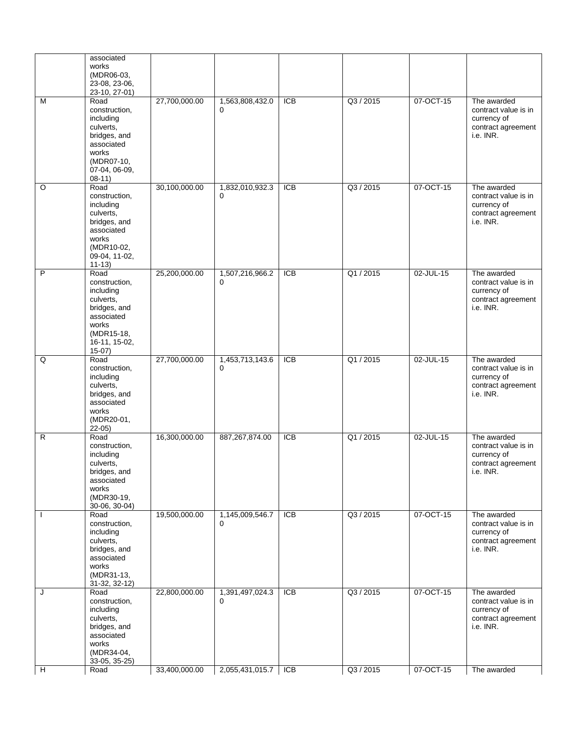| | | | | | | | |
|---|---|---|---|---|---|---|---|
| | associated works (MDR06-03, 23-08, 23-06, 23-10, 27-01) | | | | | | |
| M | Road construction, including culverts, bridges, and associated works (MDR07-10, 07-04, 06-09, 08-11) | 27,700,000.00 | 1,563,808,432.00 | ICB | Q3 / 2015 | 07-OCT-15 | The awarded contract value is in currency of contract agreement i.e. INR. |
| O | Road construction, including culverts, bridges, and associated works (MDR10-02, 09-04, 11-02, 11-13) | 30,100,000.00 | 1,832,010,932.30 | ICB | Q3 / 2015 | 07-OCT-15 | The awarded contract value is in currency of contract agreement i.e. INR. |
| P | Road construction, including culverts, bridges, and associated works (MDR15-18, 16-11, 15-02, 15-07) | 25,200,000.00 | 1,507,216,966.20 | ICB | Q1 / 2015 | 02-JUL-15 | The awarded contract value is in currency of contract agreement i.e. INR. |
| Q | Road construction, including culverts, bridges, and associated works (MDR20-01, 22-05) | 27,700,000.00 | 1,453,713,143.60 | ICB | Q1 / 2015 | 02-JUL-15 | The awarded contract value is in currency of contract agreement i.e. INR. |
| R | Road construction, including culverts, bridges, and associated works (MDR30-19, 30-06, 30-04) | 16,300,000.00 | 887,267,874.00 | ICB | Q1 / 2015 | 02-JUL-15 | The awarded contract value is in currency of contract agreement i.e. INR. |
| I | Road construction, including culverts, bridges, and associated works (MDR31-13, 31-32, 32-12) | 19,500,000.00 | 1,145,009,546.70 | ICB | Q3 / 2015 | 07-OCT-15 | The awarded contract value is in currency of contract agreement i.e. INR. |
| J | Road construction, including culverts, bridges, and associated works (MDR34-04, 33-05, 35-25) | 22,800,000.00 | 1,391,497,024.30 | ICB | Q3 / 2015 | 07-OCT-15 | The awarded contract value is in currency of contract agreement i.e. INR. |
| H | Road | 33,400,000.00 | 2,055,431,015.7 | ICB | Q3 / 2015 | 07-OCT-15 | The awarded |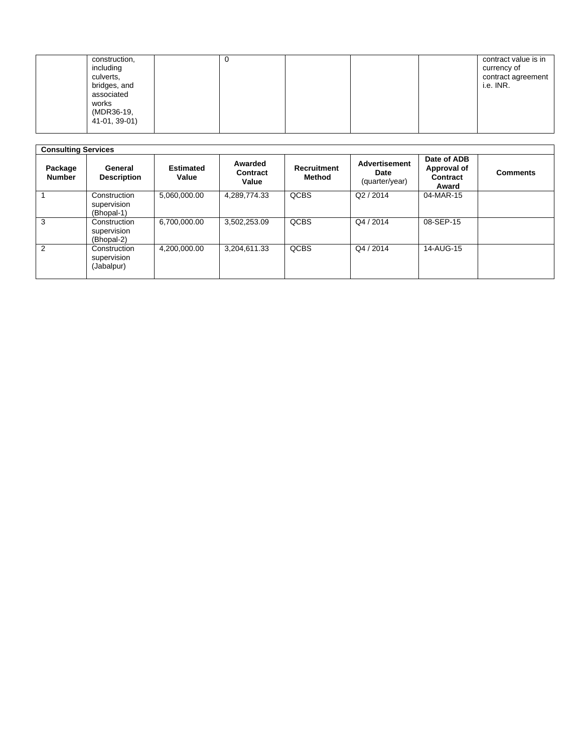| | | | | | | | |
|---|---|---|---|---|---|---|---|
| | construction, including culverts, bridges, and associated works (MDR36-19, 41-01, 39-01) | | 0 | | | | contract value is in currency of contract agreement i.e. INR. |

**Consulting Services**

| Package Number | General Description | Estimated Value | Awarded Contract Value | Recruitment Method | Advertisement Date (quarter/year) | Date of ADB Approval of Contract Award | Comments |
|---|---|---|---|---|---|---|---|
| 1 | Construction supervision (Bhopal-1) | 5,060,000.00 | 4,289,774.33 | QCBS | Q2 / 2014 | 04-MAR-15 | |
| 3 | Construction supervision (Bhopal-2) | 6,700,000.00 | 3,502,253.09 | QCBS | Q4 / 2014 | 08-SEP-15 | |
| 2 | Construction supervision (Jabalpur) | 4,200,000.00 | 3,204,611.33 | QCBS | Q4 / 2014 | 14-AUG-15 | |